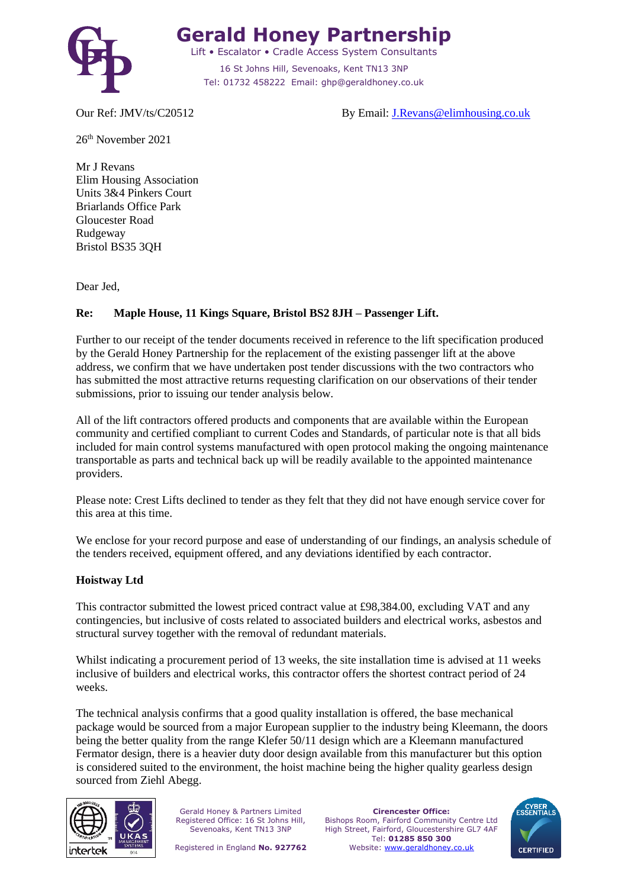# Gerald Honey Partnership

Lift • Escalator • Cradle Access System Consultants

16 St Johns Hill, Sevenoaks, Kent TN13 3NP
Tel: 01732 458222 Email: ghp@geraldhoney.co.uk

Our Ref: JMV/ts/C20512 By Email: J.Revans@elimhousing.co.uk

26th November 2021

Mr J Revans
Elim Housing Association
Units 3&4 Pinkers Court
Briarlands Office Park
Gloucester Road
Rudgeway
Bristol BS35 3QH

Dear Jed,

**Re: Maple House, 11 Kings Square, Bristol BS2 8JH – Passenger Lift.**

Further to our receipt of the tender documents received in reference to the lift specification produced by the Gerald Honey Partnership for the replacement of the existing passenger lift at the above address, we confirm that we have undertaken post tender discussions with the two contractors who has submitted the most attractive returns requesting clarification on our observations of their tender submissions, prior to issuing our tender analysis below.

All of the lift contractors offered products and components that are available within the European community and certified compliant to current Codes and Standards, of particular note is that all bids included for main control systems manufactured with open protocol making the ongoing maintenance transportable as parts and technical back up will be readily available to the appointed maintenance providers.

Please note: Crest Lifts declined to tender as they felt that they did not have enough service cover for this area at this time.

We enclose for your record purpose and ease of understanding of our findings, an analysis schedule of the tenders received, equipment offered, and any deviations identified by each contractor.

**Hoistway Ltd**

This contractor submitted the lowest priced contract value at £98,384.00, excluding VAT and any contingencies, but inclusive of costs related to associated builders and electrical works, asbestos and structural survey together with the removal of redundant materials.

Whilst indicating a procurement period of 13 weeks, the site installation time is advised at 11 weeks inclusive of builders and electrical works, this contractor offers the shortest contract period of 24 weeks.

The technical analysis confirms that a good quality installation is offered, the base mechanical package would be sourced from a major European supplier to the industry being Kleemann, the doors being the better quality from the range Klefer 50/11 design which are a Kleemann manufactured Fermator design, there is a heavier duty door design available from this manufacturer but this option is considered suited to the environment, the hoist machine being the higher quality gearless design sourced from Ziehl Abegg.

Gerald Honey & Partners Limited
Registered Office: 16 St Johns Hill, Sevenoaks, Kent TN13 3NP
Registered in England **No. 927762**

**Cirencester Office:**
Bishops Room, Fairford Community Centre Ltd
High Street, Fairford, Gloucestershire GL7 4AF
Tel: **01285 850 300**
Website: www.geraldhoney.co.uk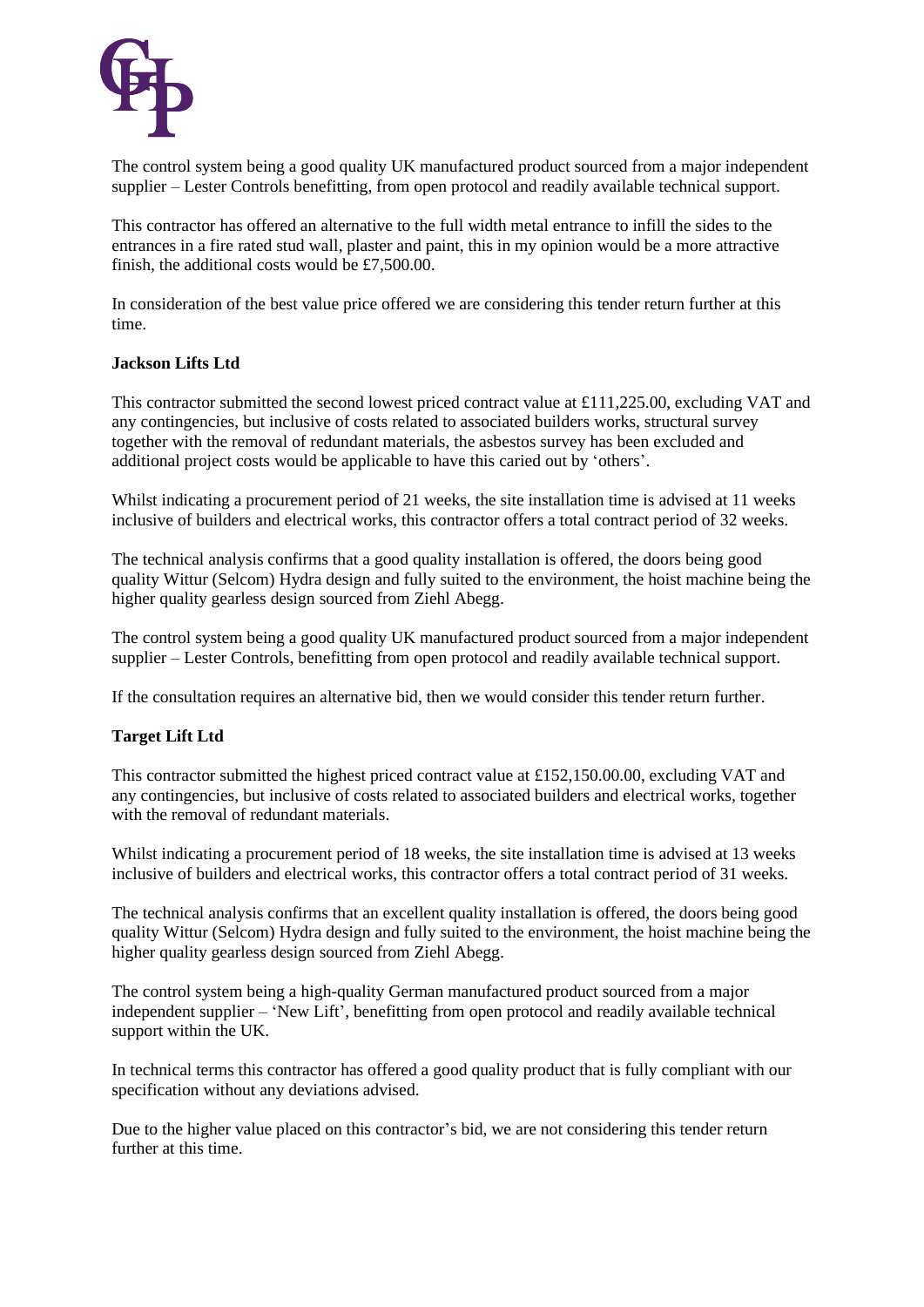The control system being a good quality UK manufactured product sourced from a major independent supplier – Lester Controls benefitting, from open protocol and readily available technical support.

This contractor has offered an alternative to the full width metal entrance to infill the sides to the entrances in a fire rated stud wall, plaster and paint, this in my opinion would be a more attractive finish, the additional costs would be £7,500.00.

In consideration of the best value price offered we are considering this tender return further at this time.

**Jackson Lifts Ltd**

This contractor submitted the second lowest priced contract value at £111,225.00, excluding VAT and any contingencies, but inclusive of costs related to associated builders works, structural survey together with the removal of redundant materials, the asbestos survey has been excluded and additional project costs would be applicable to have this caried out by 'others'.

Whilst indicating a procurement period of 21 weeks, the site installation time is advised at 11 weeks inclusive of builders and electrical works, this contractor offers a total contract period of 32 weeks.

The technical analysis confirms that a good quality installation is offered, the doors being good quality Wittur (Selcom) Hydra design and fully suited to the environment, the hoist machine being the higher quality gearless design sourced from Ziehl Abegg.

The control system being a good quality UK manufactured product sourced from a major independent supplier – Lester Controls, benefitting from open protocol and readily available technical support.

If the consultation requires an alternative bid, then we would consider this tender return further.

**Target Lift Ltd**

This contractor submitted the highest priced contract value at £152,150.00.00, excluding VAT and any contingencies, but inclusive of costs related to associated builders and electrical works, together with the removal of redundant materials.

Whilst indicating a procurement period of 18 weeks, the site installation time is advised at 13 weeks inclusive of builders and electrical works, this contractor offers a total contract period of 31 weeks.

The technical analysis confirms that an excellent quality installation is offered, the doors being good quality Wittur (Selcom) Hydra design and fully suited to the environment, the hoist machine being the higher quality gearless design sourced from Ziehl Abegg.

The control system being a high-quality German manufactured product sourced from a major independent supplier – 'New Lift', benefitting from open protocol and readily available technical support within the UK.

In technical terms this contractor has offered a good quality product that is fully compliant with our specification without any deviations advised.

Due to the higher value placed on this contractor's bid, we are not considering this tender return further at this time.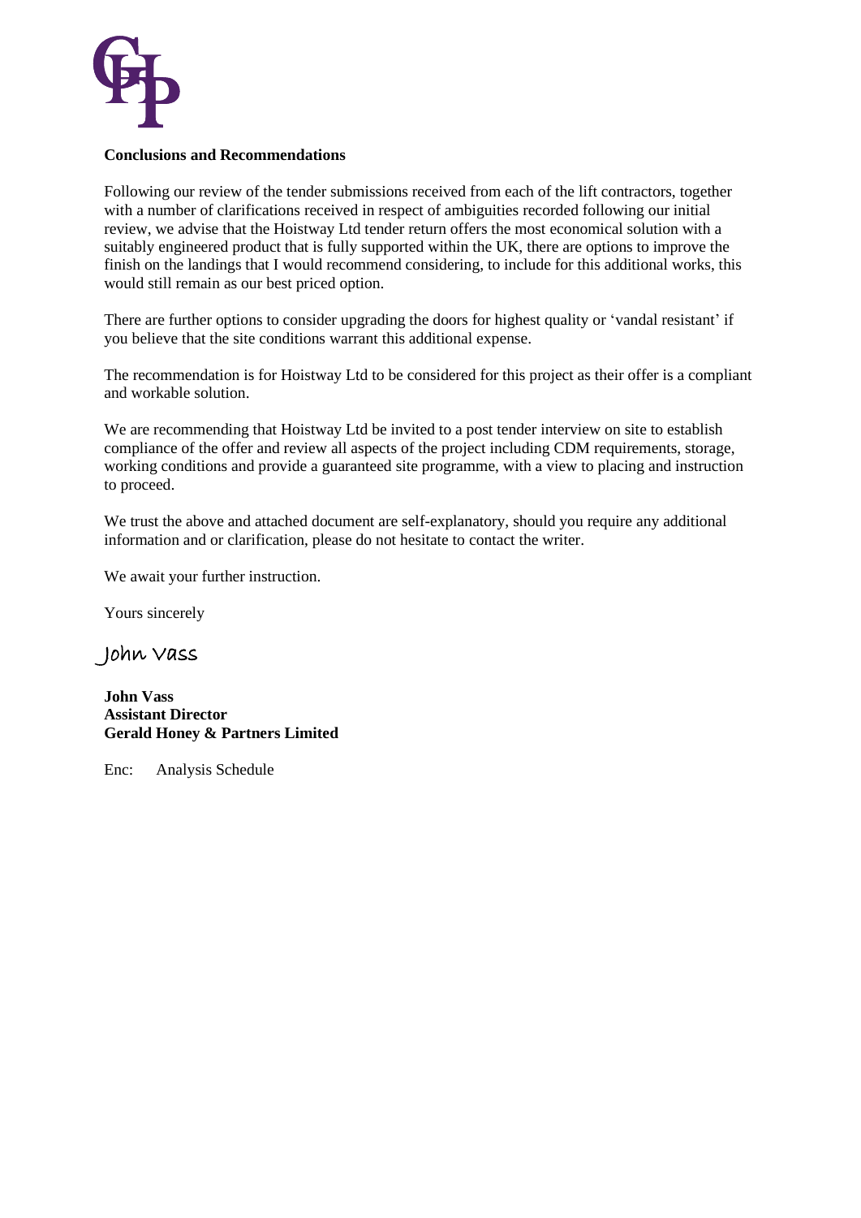**Conclusions and Recommendations**

Following our review of the tender submissions received from each of the lift contractors, together with a number of clarifications received in respect of ambiguities recorded following our initial review, we advise that the Hoistway Ltd tender return offers the most economical solution with a suitably engineered product that is fully supported within the UK, there are options to improve the finish on the landings that I would recommend considering, to include for this additional works, this would still remain as our best priced option.

There are further options to consider upgrading the doors for highest quality or 'vandal resistant' if you believe that the site conditions warrant this additional expense.

The recommendation is for Hoistway Ltd to be considered for this project as their offer is a compliant and workable solution.

We are recommending that Hoistway Ltd be invited to a post tender interview on site to establish compliance of the offer and review all aspects of the project including CDM requirements, storage, working conditions and provide a guaranteed site programme, with a view to placing and instruction to proceed.

We trust the above and attached document are self-explanatory, should you require any additional information and or clarification, please do not hesitate to contact the writer.

We await your further instruction.

Yours sincerely

John Vass

**John Vass**
**Assistant Director**
**Gerald Honey & Partners Limited**

Enc: Analysis Schedule